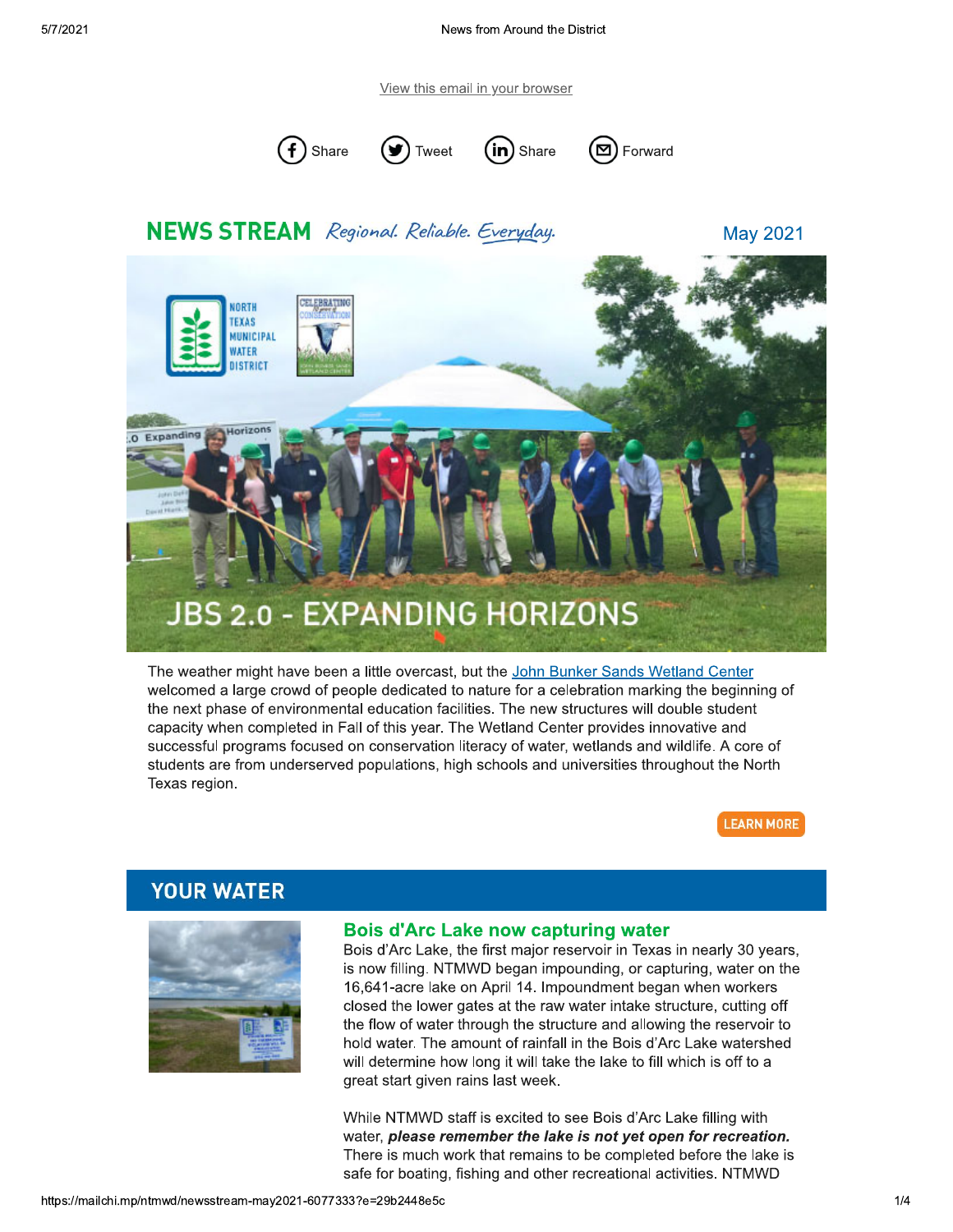View this email in your browser

Share Tweet Share Forward

## NEWS STREAM *Regional. Reliable. Everyday.*

May 2021

The weather might have been a little overcast, but the [John Bunker Sands Wetland Center] welcomed a large crowd of people dedicated to nature for a celebration marking the beginning of the next phase of environmental education facilities. The new structures will double student capacity when completed in Fall of this year. The Wetland Center provides innovative and successful programs focused on conservation literacy of water, wetlands and wildlife. A core of students are from underserved populations, high schools and universities throughout the North Texas region.

LEARN MORE

## YOUR WATER

### Bois d'Arc Lake now capturing water

Bois d'Arc Lake, the first major reservoir in Texas in nearly 30 years, is now filling. NTMWD began impounding, or capturing, water on the 16,641-acre lake on April 14. Impoundment began when workers closed the lower gates at the raw water intake structure, cutting off the flow of water through the structure and allowing the reservoir to hold water. The amount of rainfall in the Bois d'Arc Lake watershed will determine how long it will take the lake to fill which is off to a great start given rains last week.

While NTMWD staff is excited to see Bois d'Arc Lake filling with water, ***please remember the lake is not yet open for recreation.*** There is much work that remains to be completed before the lake is safe for boating, fishing and other recreational activities. NTMWD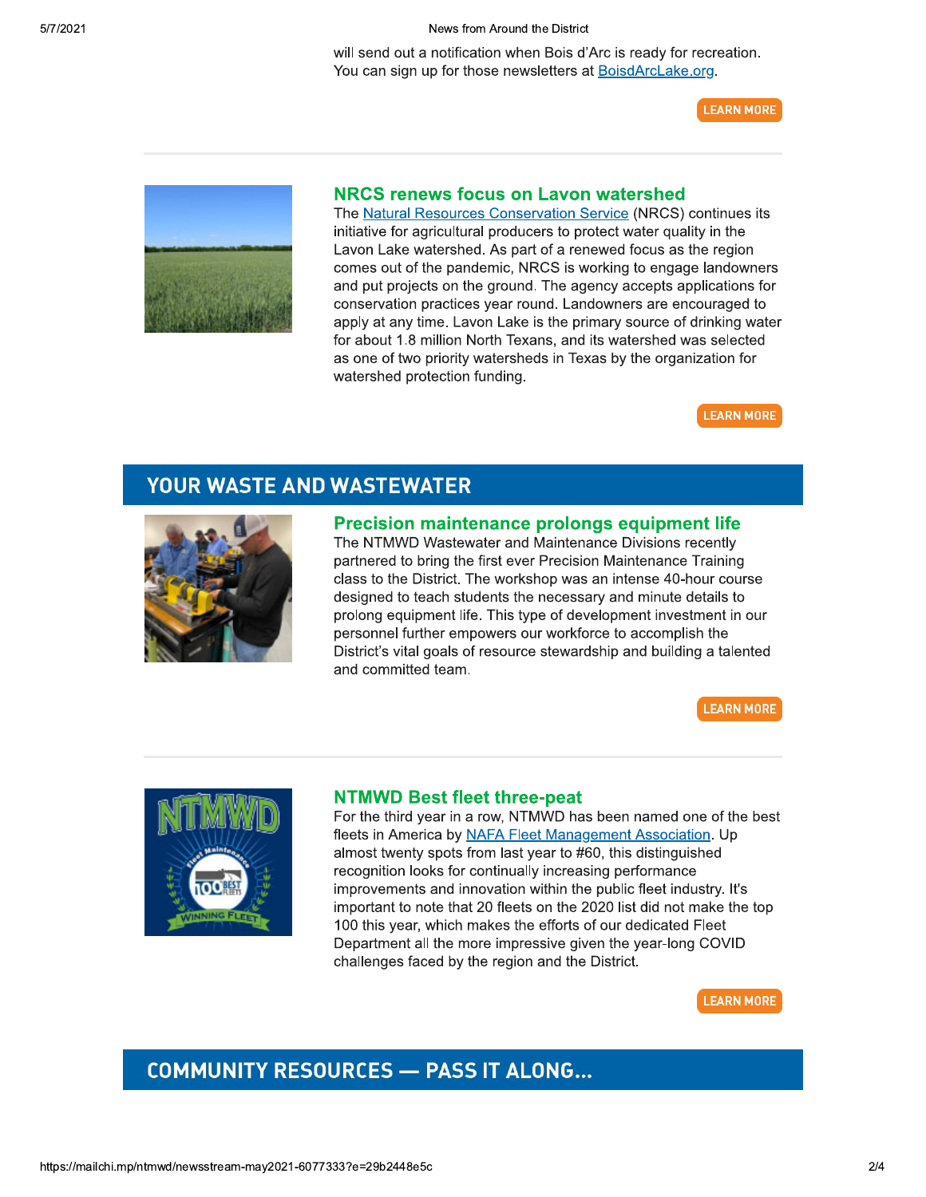will send out a notification when Bois d'Arc is ready for recreation. You can sign up for those newsletters at [BoisdArcLake.org](BoisdArcLake.org).

LEARN MORE

---

### NRCS renews focus on Lavon watershed

The [Natural Resources Conservation Service](#) (NRCS) continues its initiative for agricultural producers to protect water quality in the Lavon Lake watershed. As part of a renewed focus as the region comes out of the pandemic, NRCS is working to engage landowners and put projects on the ground. The agency accepts applications for conservation practices year round. Landowners are encouraged to apply at any time. Lavon Lake is the primary source of drinking water for about 1.8 million North Texans, and its watershed was selected as one of two priority watersheds in Texas by the organization for watershed protection funding.

LEARN MORE

## YOUR WASTE AND WASTEWATER

### Precision maintenance prolongs equipment life

The NTMWD Wastewater and Maintenance Divisions recently partnered to bring the first ever Precision Maintenance Training class to the District. The workshop was an intense 40-hour course designed to teach students the necessary and minute details to prolong equipment life. This type of development investment in our personnel further empowers our workforce to accomplish the District's vital goals of resource stewardship and building a talented and committed team.

LEARN MORE

---

### NTMWD Best fleet three-peat

For the third year in a row, NTMWD has been named one of the best fleets in America by [NAFA Fleet Management Association](#). Up almost twenty spots from last year to #60, this distinguished recognition looks for continually increasing performance improvements and innovation within the public fleet industry. It's important to note that 20 fleets on the 2020 list did not make the top 100 this year, which makes the efforts of our dedicated Fleet Department all the more impressive given the year-long COVID challenges faced by the region and the District.

LEARN MORE

## COMMUNITY RESOURCES — PASS IT ALONG...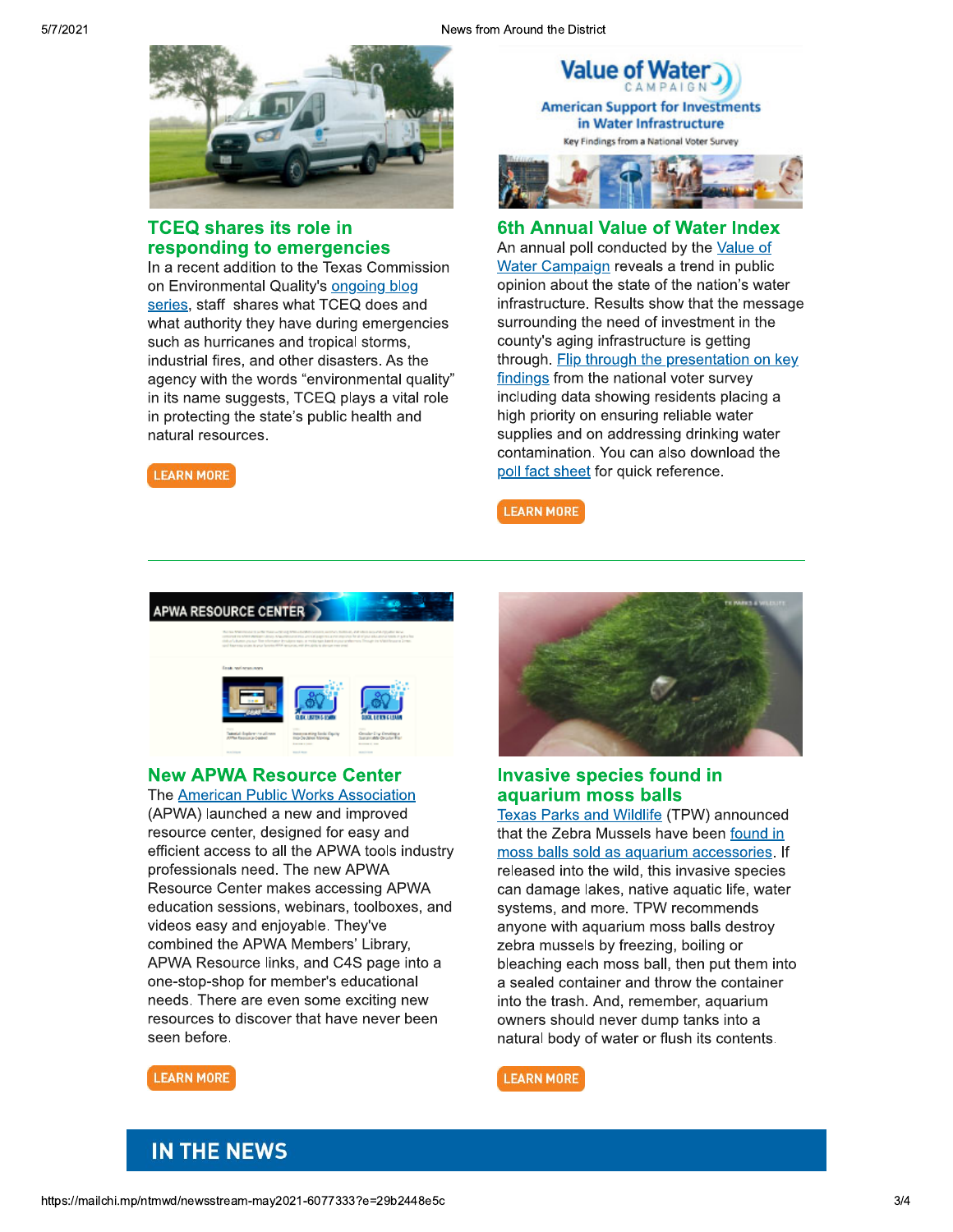## TCEQ shares its role in responding to emergencies

In a recent addition to the Texas Commission on Environmental Quality's ongoing blog series, staff shares what TCEQ does and what authority they have during emergencies such as hurricanes and tropical storms, industrial fires, and other disasters. As the agency with the words "environmental quality" in its name suggests, TCEQ plays a vital role in protecting the state's public health and natural resources.

LEARN MORE

## 6th Annual Value of Water Index

An annual poll conducted by the Value of Water Campaign reveals a trend in public opinion about the state of the nation's water infrastructure. Results show that the message surrounding the need of investment in the county's aging infrastructure is getting through. Flip through the presentation on key findings from the national voter survey including data showing residents placing a high priority on ensuring reliable water supplies and on addressing drinking water contamination. You can also download the poll fact sheet for quick reference.

LEARN MORE

---

## New APWA Resource Center

The American Public Works Association (APWA) launched a new and improved resource center, designed for easy and efficient access to all the APWA tools industry professionals need. The new APWA Resource Center makes accessing APWA education sessions, webinars, toolboxes, and videos easy and enjoyable. They've combined the APWA Members' Library, APWA Resource links, and C4S page into a one-stop-shop for member's educational needs. There are even some exciting new resources to discover that have never been seen before.

LEARN MORE

## Invasive species found in aquarium moss balls

Texas Parks and Wildlife (TPW) announced that the Zebra Mussels have been found in moss balls sold as aquarium accessories. If released into the wild, this invasive species can damage lakes, native aquatic life, water systems, and more. TPW recommends anyone with aquarium moss balls destroy zebra mussels by freezing, boiling or bleaching each moss ball, then put them into a sealed container and throw the container into the trash. And, remember, aquarium owners should never dump tanks into a natural body of water or flush its contents.

LEARN MORE

# IN THE NEWS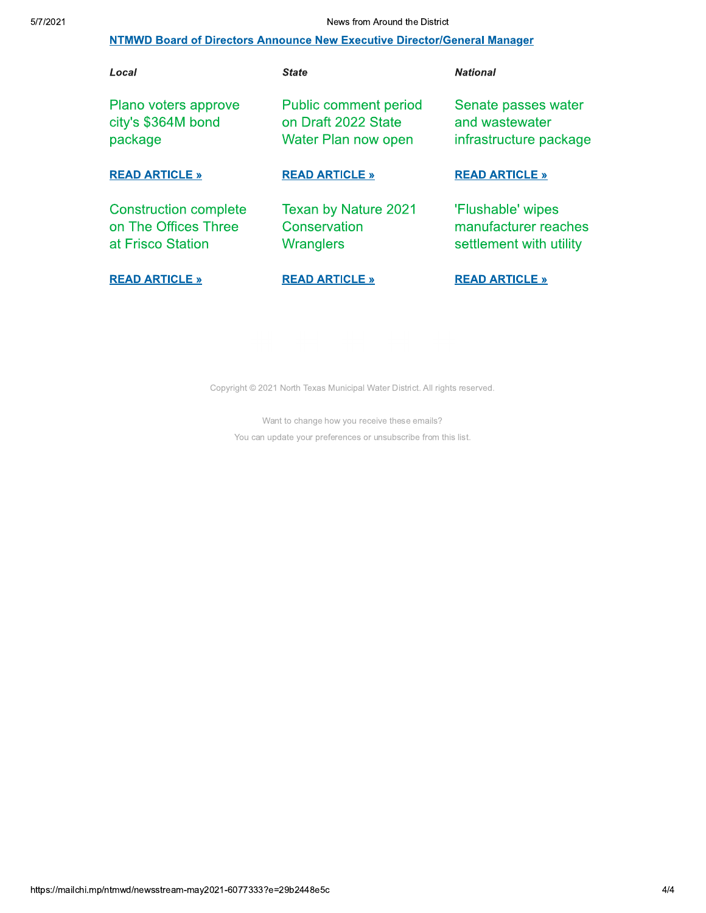[NTMWD Board of Directors Announce New Executive Director/General Manager]

***Local***

Plano voters approve city's $364M bond package

**READ ARTICLE »**

Construction complete on The Offices Three at Frisco Station

**READ ARTICLE »**

***State***

Public comment period on Draft 2022 State Water Plan now open

**READ ARTICLE »**

Texan by Nature 2021 Conservation Wranglers

**READ ARTICLE »**

***National***

Senate passes water and wastewater infrastructure package

**READ ARTICLE »**

'Flushable' wipes manufacturer reaches settlement with utility

**READ ARTICLE »**

Copyright © 2021 North Texas Municipal Water District. All rights reserved.

Want to change how you receive these emails?

You can update your preferences or unsubscribe from this list.